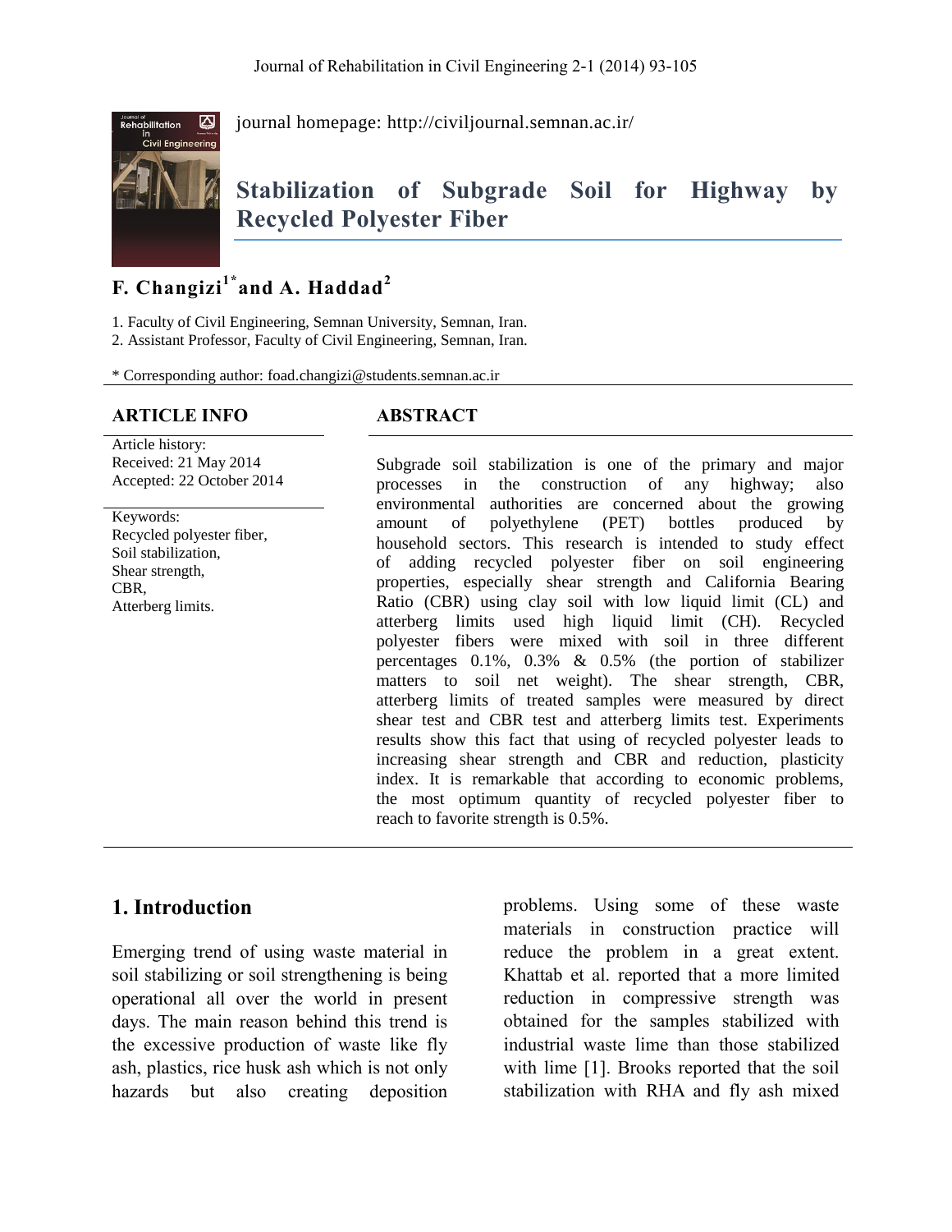journal homepage: http://civiljournal.semnan.ac.ir/

# Stabilization of Subgrade Soil for Highway by Recycled Polyester Fiber

**F. Changizi[1*] and A. Haddad[2]**

1. Faculty of Civil Engineering, Semnan University, Semnan, Iran.
2. Assistant Professor, Faculty of Civil Engineering, Semnan, Iran.

\* Corresponding author: foad.changizi@students.semnan.ac.ir

## ARTICLE INFO

Article history:
Received: 21 May 2014
Accepted: 22 October 2014

Keywords:
Recycled polyester fiber,
Soil stabilization,
Shear strength,
CBR,
Atterberg limits.

## ABSTRACT

Subgrade soil stabilization is one of the primary and major processes in the construction of any highway; also environmental authorities are concerned about the growing amount of polyethylene (PET) bottles produced by household sectors. This research is intended to study effect of adding recycled polyester fiber on soil engineering properties, especially shear strength and California Bearing Ratio (CBR) using clay soil with low liquid limit (CL) and atterberg limits used high liquid limit (CH). Recycled polyester fibers were mixed with soil in three different percentages 0.1%, 0.3% & 0.5% (the portion of stabilizer matters to soil net weight). The shear strength, CBR, atterberg limits of treated samples were measured by direct shear test and CBR test and atterberg limits test. Experiments results show this fact that using of recycled polyester leads to increasing shear strength and CBR and reduction, plasticity index. It is remarkable that according to economic problems, the most optimum quantity of recycled polyester fiber to reach to favorite strength is 0.5%.

## 1. Introduction

Emerging trend of using waste material in soil stabilizing or soil strengthening is being operational all over the world in present days. The main reason behind this trend is the excessive production of waste like fly ash, plastics, rice husk ash which is not only hazards but also creating deposition problems. Using some of these waste materials in construction practice will reduce the problem in a great extent. Khattab et al. reported that a more limited reduction in compressive strength was obtained for the samples stabilized with industrial waste lime than those stabilized with lime [1]. Brooks reported that the soil stabilization with RHA and fly ash mixed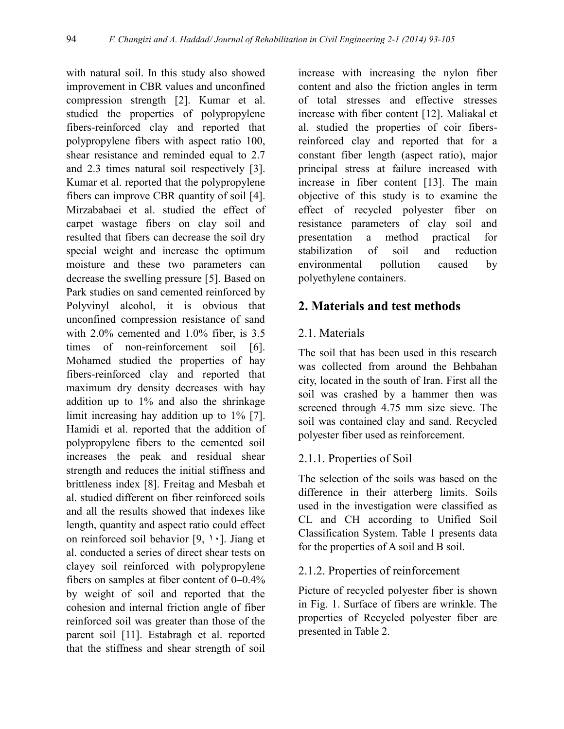with natural soil. In this study also showed improvement in CBR values and unconfined compression strength [2]. Kumar et al. studied the properties of polypropylene fibers-reinforced clay and reported that polypropylene fibers with aspect ratio 100, shear resistance and reminded equal to 2.7 and 2.3 times natural soil respectively [3]. Kumar et al. reported that the polypropylene fibers can improve CBR quantity of soil [4]. Mirzababaei et al. studied the effect of carpet wastage fibers on clay soil and resulted that fibers can decrease the soil dry special weight and increase the optimum moisture and these two parameters can decrease the swelling pressure [5]. Based on Park studies on sand cemented reinforced by Polyvinyl alcohol, it is obvious that unconfined compression resistance of sand with 2.0% cemented and 1.0% fiber, is 3.5 times of non-reinforcement soil [6]. Mohamed studied the properties of hay fibers-reinforced clay and reported that maximum dry density decreases with hay addition up to 1% and also the shrinkage limit increasing hay addition up to 1% [7]. Hamidi et al. reported that the addition of polypropylene fibers to the cemented soil increases the peak and residual shear strength and reduces the initial stiffness and brittleness index [8]. Freitag and Mesbah et al. studied different on fiber reinforced soils and all the results showed that indexes like length, quantity and aspect ratio could effect on reinforced soil behavior [9, ۱۰]. Jiang et al. conducted a series of direct shear tests on clayey soil reinforced with polypropylene fibers on samples at fiber content of 0–0.4% by weight of soil and reported that the cohesion and internal friction angle of fiber reinforced soil was greater than those of the parent soil [11]. Estabragh et al. reported that the stiffness and shear strength of soil increase with increasing the nylon fiber content and also the friction angles in term of total stresses and effective stresses increase with fiber content [12]. Maliakal et al. studied the properties of coir fibers-reinforced clay and reported that for a constant fiber length (aspect ratio), major principal stress at failure increased with increase in fiber content [13]. The main objective of this study is to examine the effect of recycled polyester fiber on resistance parameters of clay soil and presentation a method practical for stabilization of soil and reduction environmental pollution caused by polyethylene containers.

## 2. Materials and test methods

### 2.1. Materials

The soil that has been used in this research was collected from around the Behbahan city, located in the south of Iran. First all the soil was crashed by a hammer then was screened through 4.75 mm size sieve. The soil was contained clay and sand. Recycled polyester fiber used as reinforcement.

#### 2.1.1. Properties of Soil

The selection of the soils was based on the difference in their atterberg limits. Soils used in the investigation were classified as CL and CH according to Unified Soil Classification System. Table 1 presents data for the properties of A soil and B soil.

#### 2.1.2. Properties of reinforcement

Picture of recycled polyester fiber is shown in Fig. 1. Surface of fibers are wrinkle. The properties of Recycled polyester fiber are presented in Table 2.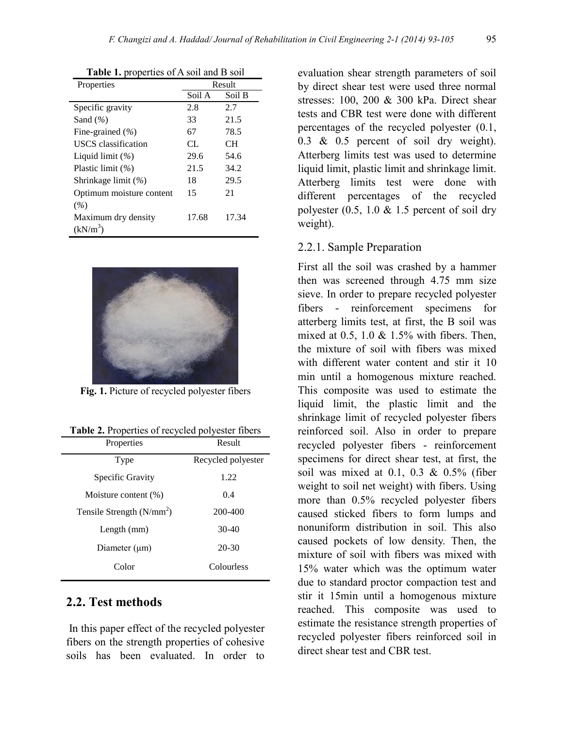**Table 1.** properties of A soil and B soil

| Properties | Result | |
|---|---|---|
| | Soil A | Soil B |
| Specific gravity | 2.8 | 2.7 |
| Sand (%) | 33 | 21.5 |
| Fine-grained (%) | 67 | 78.5 |
| USCS classification | CL | CH |
| Liquid limit (%) | 29.6 | 54.6 |
| Plastic limit (%) | 21.5 | 34.2 |
| Shrinkage limit (%) | 18 | 29.5 |
| Optimum moisture content (%) | 15 | 21 |
| Maximum dry density ($kN/m^3$) | 17.68 | 17.34 |

**Fig. 1.** Picture of recycled polyester fibers

**Table 2.** Properties of recycled polyester fibers

| Properties | Result |
|---|---|
| Type | Recycled polyester |
| Specific Gravity | 1.22 |
| Moisture content (%) | 0.4 |
| Tensile Strength ($N/mm^2$) | 200-400 |
| Length (mm) | 30-40 |
| Diameter (μm) | 20-30 |
| Color | Colourless |

## 2.2. Test methods

In this paper effect of the recycled polyester fibers on the strength properties of cohesive soils has been evaluated. In order to evaluation shear strength parameters of soil by direct shear test were used three normal stresses: 100, 200 & 300 kPa. Direct shear tests and CBR test were done with different percentages of the recycled polyester (0.1, 0.3 & 0.5 percent of soil dry weight). Atterberg limits test was used to determine liquid limit, plastic limit and shrinkage limit. Atterberg limits test were done with different percentages of the recycled polyester (0.5, 1.0 & 1.5 percent of soil dry weight).

### 2.2.1. Sample Preparation

First all the soil was crashed by a hammer then was screened through 4.75 mm size sieve. In order to prepare recycled polyester fibers - reinforcement specimens for atterberg limits test, at first, the B soil was mixed at 0.5, 1.0 & 1.5% with fibers. Then, the mixture of soil with fibers was mixed with different water content and stir it 10 min until a homogenous mixture reached. This composite was used to estimate the liquid limit, the plastic limit and the shrinkage limit of recycled polyester fibers reinforced soil. Also in order to prepare recycled polyester fibers - reinforcement specimens for direct shear test, at first, the soil was mixed at 0.1, 0.3 & 0.5% (fiber weight to soil net weight) with fibers. Using more than 0.5% recycled polyester fibers caused sticked fibers to form lumps and nonuniform distribution in soil. This also caused pockets of low density. Then, the mixture of soil with fibers was mixed with 15% water which was the optimum water due to standard proctor compaction test and stir it 15min until a homogenous mixture reached. This composite was used to estimate the resistance strength properties of recycled polyester fibers reinforced soil in direct shear test and CBR test.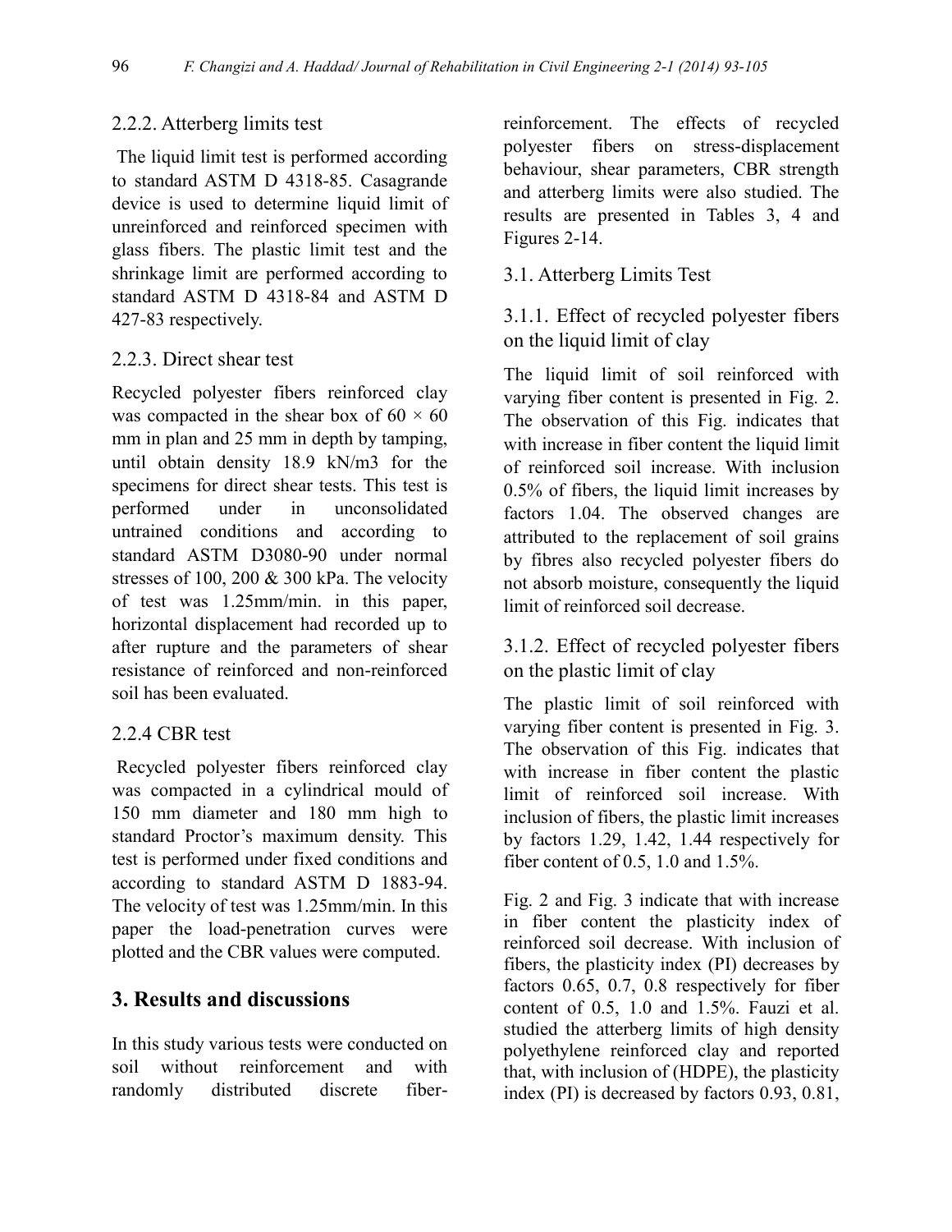### 2.2.2. Atterberg limits test

The liquid limit test is performed according to standard ASTM D 4318-85. Casagrande device is used to determine liquid limit of unreinforced and reinforced specimen with glass fibers. The plastic limit test and the shrinkage limit are performed according to standard ASTM D 4318-84 and ASTM D 427-83 respectively.

### 2.2.3. Direct shear test

Recycled polyester fibers reinforced clay was compacted in the shear box of 60 × 60 mm in plan and 25 mm in depth by tamping, until obtain density 18.9 kN/m3 for the specimens for direct shear tests. This test is performed under in unconsolidated untrained conditions and according to standard ASTM D3080-90 under normal stresses of 100, 200 & 300 kPa. The velocity of test was 1.25mm/min. in this paper, horizontal displacement had recorded up to after rupture and the parameters of shear resistance of reinforced and non-reinforced soil has been evaluated.

### 2.2.4 CBR test

Recycled polyester fibers reinforced clay was compacted in a cylindrical mould of 150 mm diameter and 180 mm high to standard Proctor's maximum density. This test is performed under fixed conditions and according to standard ASTM D 1883-94. The velocity of test was 1.25mm/min. In this paper the load-penetration curves were plotted and the CBR values were computed.

## 3. Results and discussions

In this study various tests were conducted on soil without reinforcement and with randomly distributed discrete fiber-reinforcement. The effects of recycled polyester fibers on stress-displacement behaviour, shear parameters, CBR strength and atterberg limits were also studied. The results are presented in Tables 3, 4 and Figures 2-14.

### 3.1. Atterberg Limits Test

### 3.1.1. Effect of recycled polyester fibers on the liquid limit of clay

The liquid limit of soil reinforced with varying fiber content is presented in Fig. 2. The observation of this Fig. indicates that with increase in fiber content the liquid limit of reinforced soil increase. With inclusion 0.5% of fibers, the liquid limit increases by factors 1.04. The observed changes are attributed to the replacement of soil grains by fibres also recycled polyester fibers do not absorb moisture, consequently the liquid limit of reinforced soil decrease.

### 3.1.2. Effect of recycled polyester fibers on the plastic limit of clay

The plastic limit of soil reinforced with varying fiber content is presented in Fig. 3. The observation of this Fig. indicates that with increase in fiber content the plastic limit of reinforced soil increase. With inclusion of fibers, the plastic limit increases by factors 1.29, 1.42, 1.44 respectively for fiber content of 0.5, 1.0 and 1.5%.

Fig. 2 and Fig. 3 indicate that with increase in fiber content the plasticity index of reinforced soil decrease. With inclusion of fibers, the plasticity index (PI) decreases by factors 0.65, 0.7, 0.8 respectively for fiber content of 0.5, 1.0 and 1.5%. Fauzi et al. studied the atterberg limits of high density polyethylene reinforced clay and reported that, with inclusion of (HDPE), the plasticity index (PI) is decreased by factors 0.93, 0.81,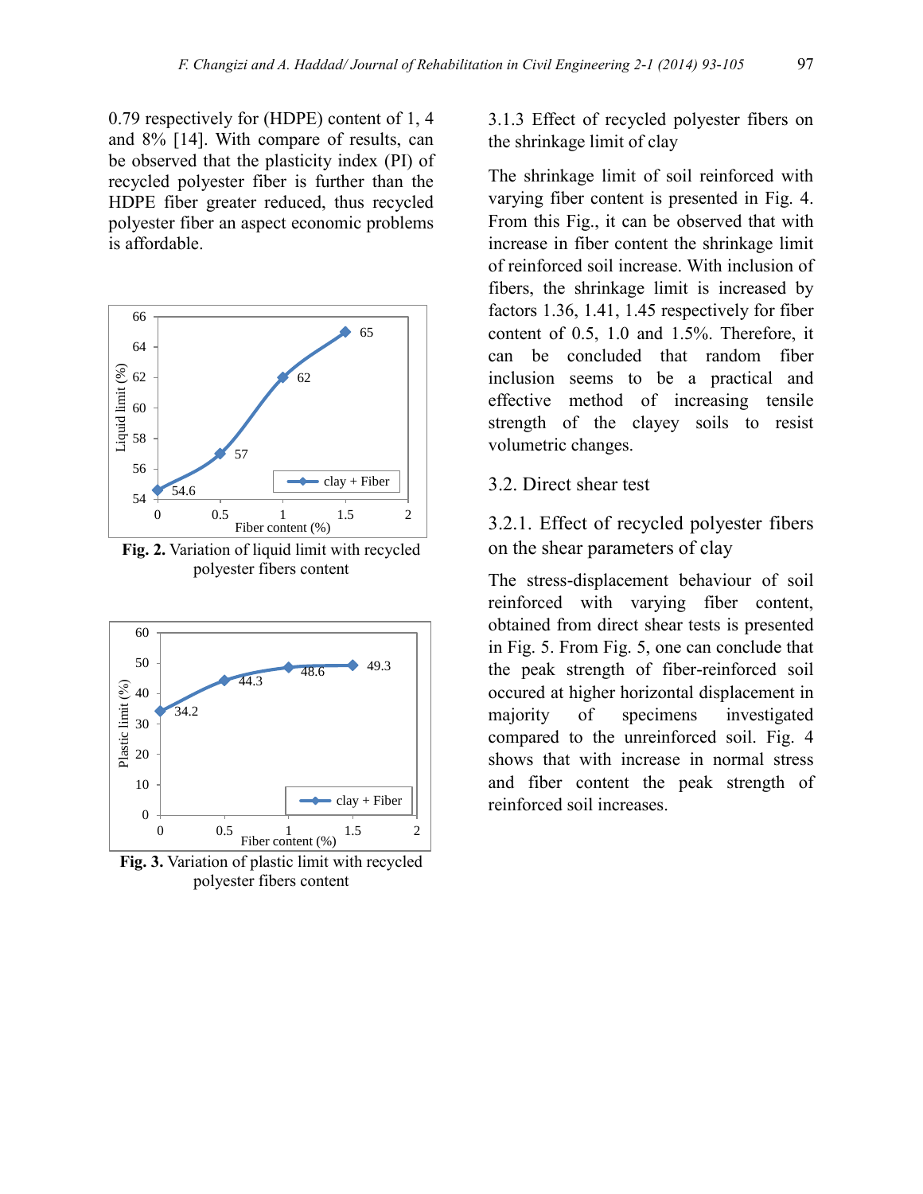0.79 respectively for (HDPE) content of 1, 4 and 8% [14]. With compare of results, can be observed that the plasticity index (PI) of recycled polyester fiber is further than the HDPE fiber greater reduced, thus recycled polyester fiber an aspect economic problems is affordable.

**Fig. 2.** Variation of liquid limit with recycled polyester fibers content

**Fig. 3.** Variation of plastic limit with recycled polyester fibers content

### 3.1.3 Effect of recycled polyester fibers on the shrinkage limit of clay

The shrinkage limit of soil reinforced with varying fiber content is presented in Fig. 4. From this Fig., it can be observed that with increase in fiber content the shrinkage limit of reinforced soil increase. With inclusion of fibers, the shrinkage limit is increased by factors 1.36, 1.41, 1.45 respectively for fiber content of 0.5, 1.0 and 1.5%. Therefore, it can be concluded that random fiber inclusion seems to be a practical and effective method of increasing tensile strength of the clayey soils to resist volumetric changes.

## 3.2. Direct shear test

### 3.2.1. Effect of recycled polyester fibers on the shear parameters of clay

The stress-displacement behaviour of soil reinforced with varying fiber content, obtained from direct shear tests is presented in Fig. 5. From Fig. 5, one can conclude that the peak strength of fiber-reinforced soil occured at higher horizontal displacement in majority of specimens investigated compared to the unreinforced soil. Fig. 4 shows that with increase in normal stress and fiber content the peak strength of reinforced soil increases.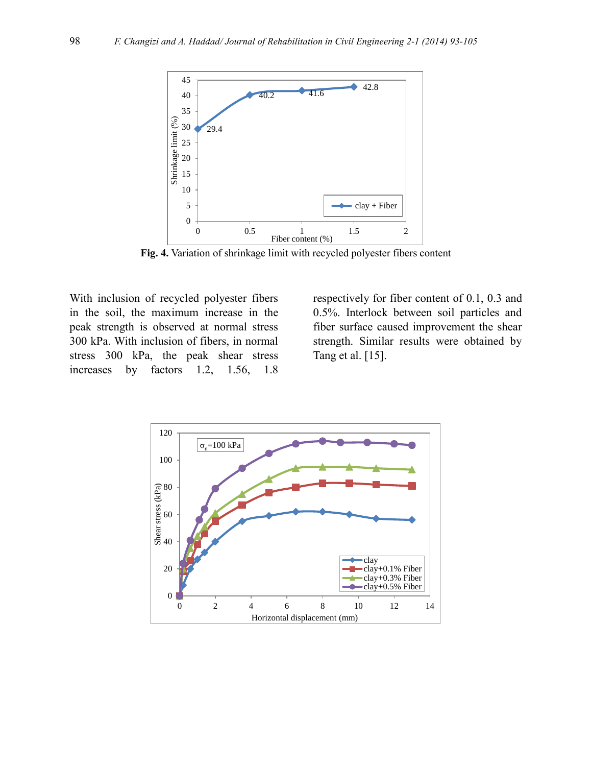Fig. 4. Variation of shrinkage limit with recycled polyester fibers content

With inclusion of recycled polyester fibers in the soil, the maximum increase in the peak strength is observed at normal stress 300 kPa. With inclusion of fibers, in normal stress 300 kPa, the peak shear stress increases by factors 1.2, 1.56, 1.8 respectively for fiber content of 0.1, 0.3 and 0.5%. Interlock between soil particles and fiber surface caused improvement the shear strength. Similar results were obtained by Tang et al. [15].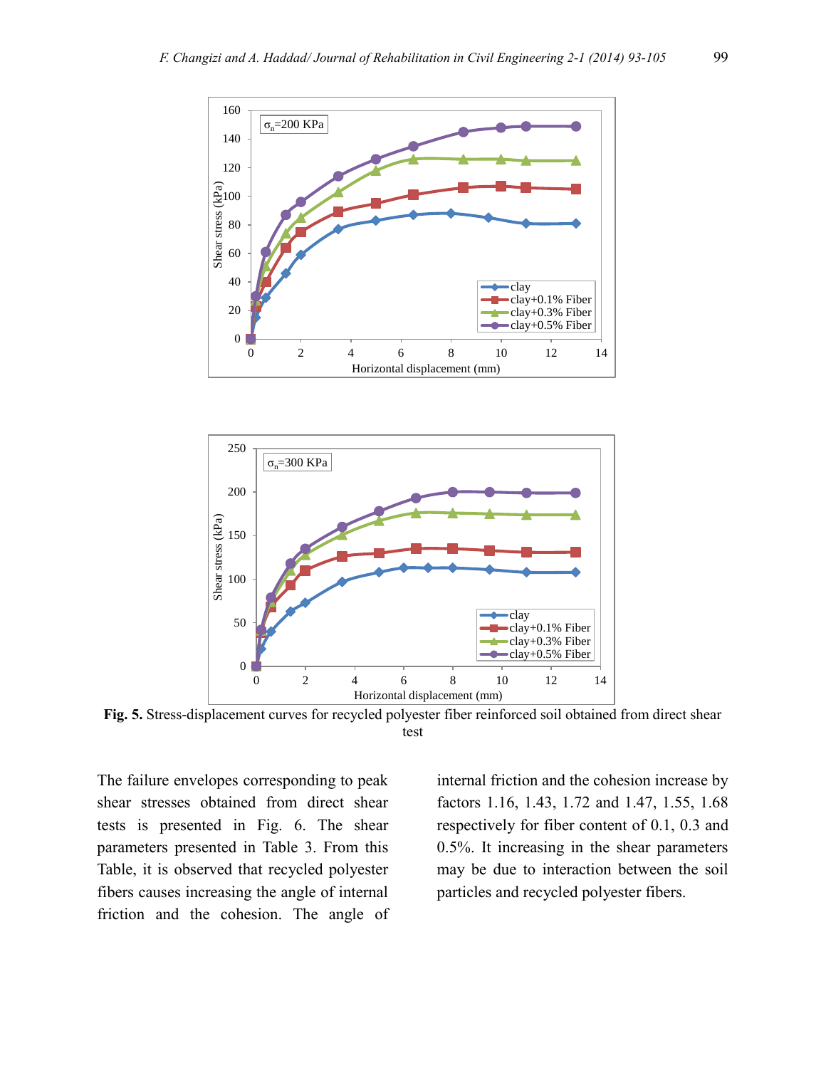**Fig. 5.** Stress-displacement curves for recycled polyester fiber reinforced soil obtained from direct shear test

The failure envelopes corresponding to peak shear stresses obtained from direct shear tests is presented in Fig. 6. The shear parameters presented in Table 3. From this Table, it is observed that recycled polyester fibers causes increasing the angle of internal friction and the cohesion. The angle of internal friction and the cohesion increase by factors 1.16, 1.43, 1.72 and 1.47, 1.55, 1.68 respectively for fiber content of 0.1, 0.3 and 0.5%. It increasing in the shear parameters may be due to interaction between the soil particles and recycled polyester fibers.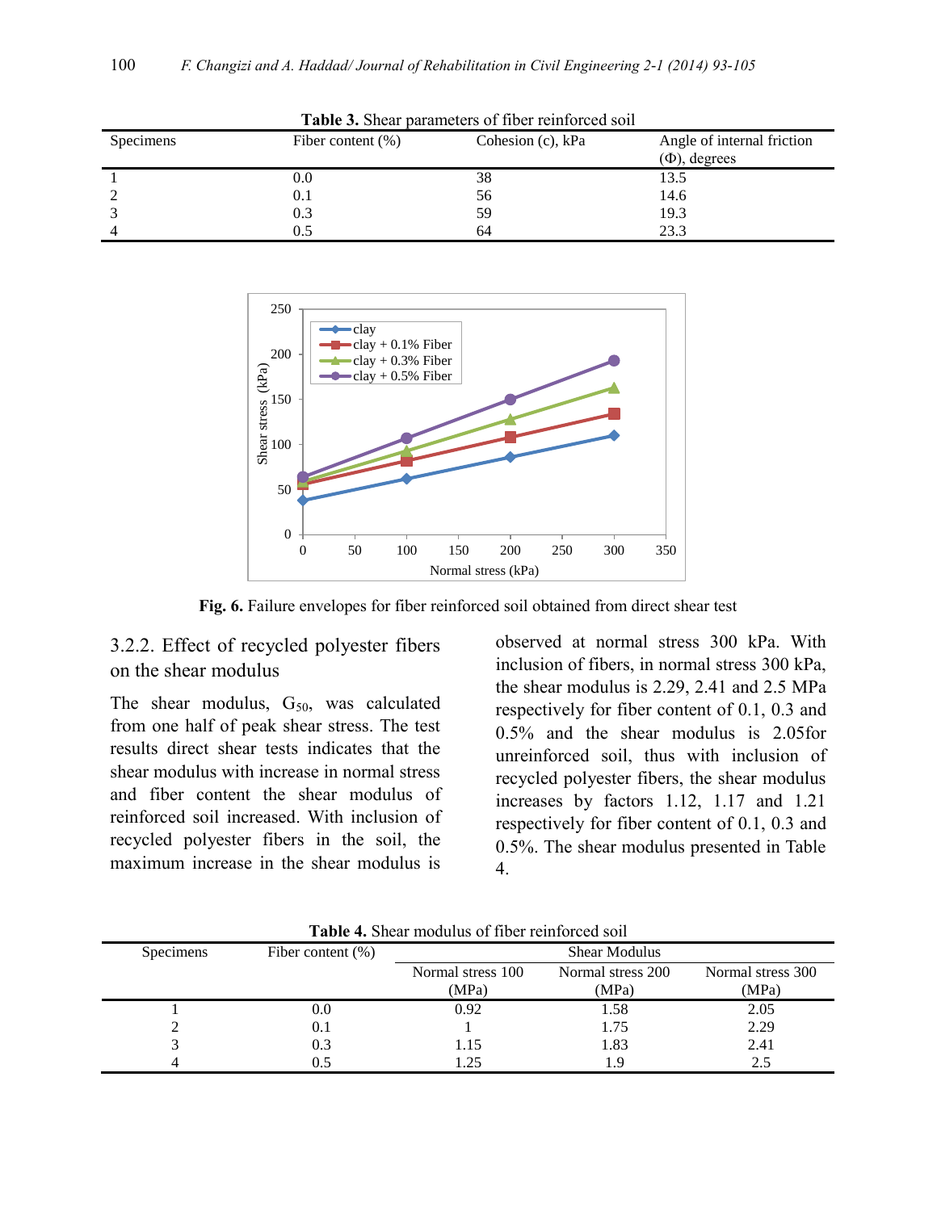**Table 3.** Shear parameters of fiber reinforced soil

| Specimens | Fiber content (%) | Cohesion (c), kPa | Angle of internal friction (Φ), degrees |
|---|---|---|---|
| 1 | 0.0 | 38 | 13.5 |
| 2 | 0.1 | 56 | 14.6 |
| 3 | 0.3 | 59 | 19.3 |
| 4 | 0.5 | 64 | 23.3 |

**Fig. 6.** Failure envelopes for fiber reinforced soil obtained from direct shear test

### 3.2.2. Effect of recycled polyester fibers on the shear modulus

The shear modulus, $G_{50}$, was calculated from one half of peak shear stress. The test results direct shear tests indicates that the shear modulus with increase in normal stress and fiber content the shear modulus of reinforced soil increased. With inclusion of recycled polyester fibers in the soil, the maximum increase in the shear modulus is observed at normal stress 300 kPa. With inclusion of fibers, in normal stress 300 kPa, the shear modulus is 2.29, 2.41 and 2.5 MPa respectively for fiber content of 0.1, 0.3 and 0.5% and the shear modulus is 2.05for unreinforced soil, thus with inclusion of recycled polyester fibers, the shear modulus increases by factors 1.12, 1.17 and 1.21 respectively for fiber content of 0.1, 0.3 and 0.5%. The shear modulus presented in Table 4.

**Table 4.** Shear modulus of fiber reinforced soil

| Specimens | Fiber content (%) | Shear Modulus | | |
|---|---|---|---|---|
| | | Normal stress 100 (MPa) | Normal stress 200 (MPa) | Normal stress 300 (MPa) |
| 1 | 0.0 | 0.92 | 1.58 | 2.05 |
| 2 | 0.1 | 1 | 1.75 | 2.29 |
| 3 | 0.3 | 1.15 | 1.83 | 2.41 |
| 4 | 0.5 | 1.25 | 1.9 | 2.5 |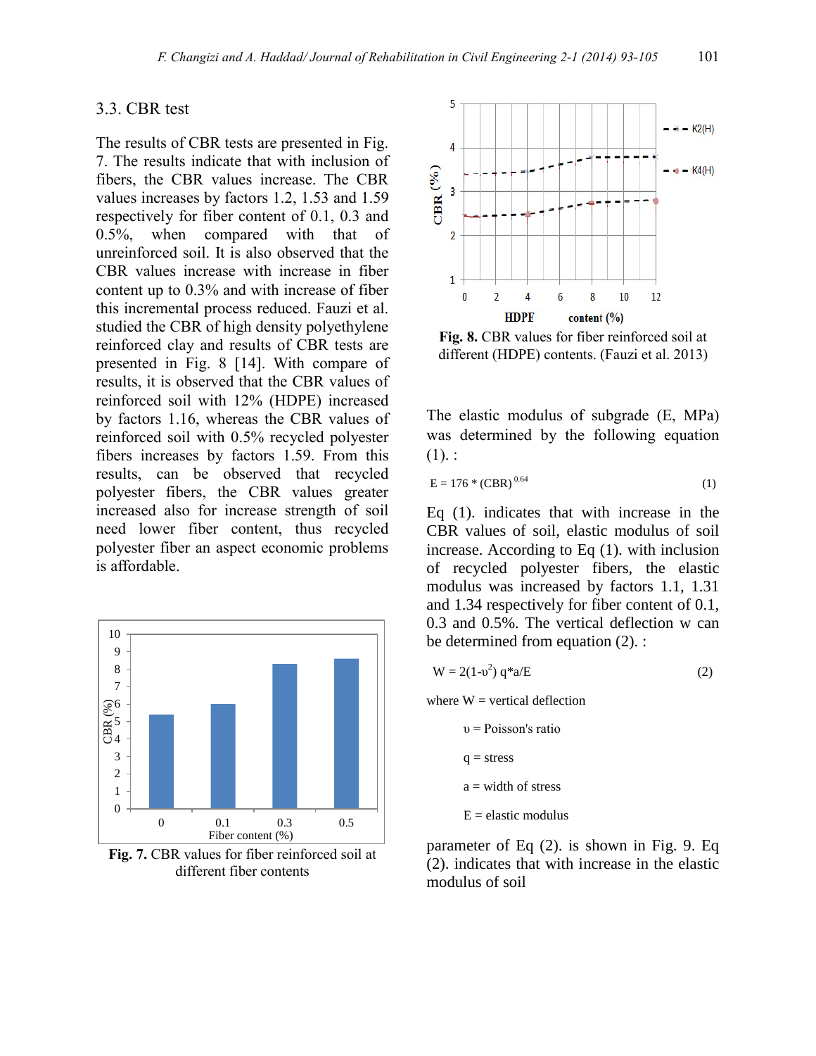### 3.3. CBR test

The results of CBR tests are presented in Fig. 7. The results indicate that with inclusion of fibers, the CBR values increase. The CBR values increases by factors 1.2, 1.53 and 1.59 respectively for fiber content of 0.1, 0.3 and 0.5%, when compared with that of unreinforced soil. It is also observed that the CBR values increase with increase in fiber content up to 0.3% and with increase of fiber this incremental process reduced. Fauzi et al. studied the CBR of high density polyethylene reinforced clay and results of CBR tests are presented in Fig. 8 [14]. With compare of results, it is observed that the CBR values of reinforced soil with 12% (HDPE) increased by factors 1.16, whereas the CBR values of reinforced soil with 0.5% recycled polyester fibers increases by factors 1.59. From this results, can be observed that recycled polyester fibers, the CBR values greater increased also for increase strength of soil need lower fiber content, thus recycled polyester fiber an aspect economic problems is affordable.

**Fig. 7.** CBR values for fiber reinforced soil at different fiber contents

**Fig. 8.** CBR values for fiber reinforced soil at different (HDPE) contents. (Fauzi et al. 2013)

The elastic modulus of subgrade (E, MPa) was determined by the following equation (1). :

$$E = 176 * (CBR)^{0.64} \quad (1)$$

Eq (1). indicates that with increase in the CBR values of soil, elastic modulus of soil increase. According to Eq (1). with inclusion of recycled polyester fibers, the elastic modulus was increased by factors 1.1, 1.31 and 1.34 respectively for fiber content of 0.1, 0.3 and 0.5%. The vertical deflection w can be determined from equation (2). :

$$W = 2(1-\upsilon^2)\, q*a/E \quad (2)$$

where W = vertical deflection

$\upsilon$ = Poisson's ratio

q = stress

a = width of stress

E = elastic modulus

parameter of Eq (2). is shown in Fig. 9. Eq (2). indicates that with increase in the elastic modulus of soil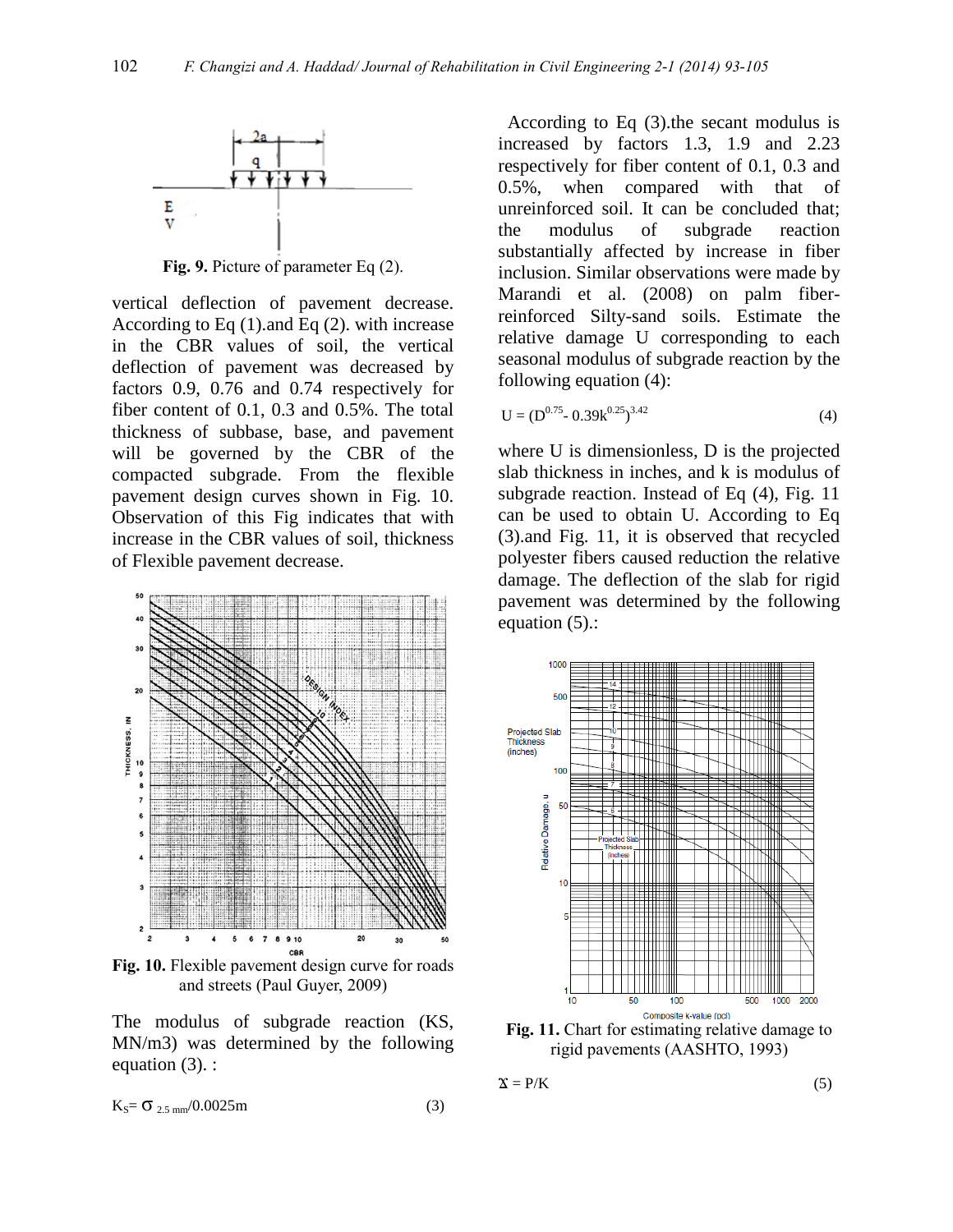Fig. 9. Picture of parameter Eq (2).

vertical deflection of pavement decrease. According to Eq (1).and Eq (2). with increase in the CBR values of soil, the vertical deflection of pavement was decreased by factors 0.9, 0.76 and 0.74 respectively for fiber content of 0.1, 0.3 and 0.5%. The total thickness of subbase, base, and pavement will be governed by the CBR of the compacted subgrade. From the flexible pavement design curves shown in Fig. 10. Observation of this Fig indicates that with increase in the CBR values of soil, thickness of Flexible pavement decrease.

**Fig. 10.** Flexible pavement design curve for roads and streets (Paul Guyer, 2009)

The modulus of subgrade reaction (KS, MN/m3) was determined by the following equation (3). :

$$K_S = \sigma_{2.5\,mm}/0.0025m \tag{3}$$

According to Eq (3).the secant modulus is increased by factors 1.3, 1.9 and 2.23 respectively for fiber content of 0.1, 0.3 and 0.5%, when compared with that of unreinforced soil. It can be concluded that; the modulus of subgrade reaction substantially affected by increase in fiber inclusion. Similar observations were made by Marandi et al. (2008) on palm fiber-reinforced Silty-sand soils. Estimate the relative damage U corresponding to each seasonal modulus of subgrade reaction by the following equation (4):

$$U = (D^{0.75} - 0.39k^{0.25})^{3.42} \tag{4}$$

where U is dimensionless, D is the projected slab thickness in inches, and k is modulus of subgrade reaction. Instead of Eq (4), Fig. 11 can be used to obtain U. According to Eq (3).and Fig. 11, it is observed that recycled polyester fibers caused reduction the relative damage. The deflection of the slab for rigid pavement was determined by the following equation (5).:

**Fig. 11.** Chart for estimating relative damage to rigid pavements (AASHTO, 1993)

$$\Delta = P/K \tag{5}$$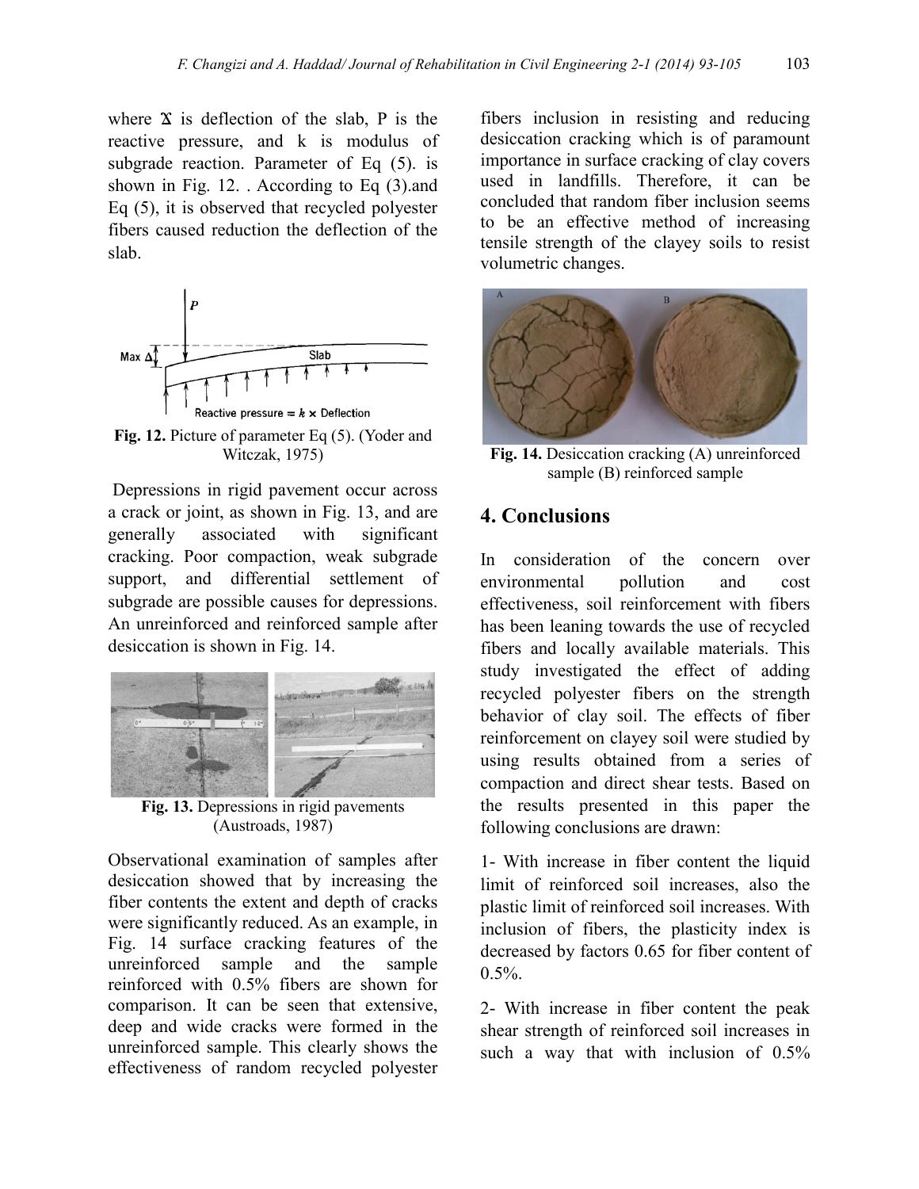where $\Delta$ is deflection of the slab, P is the reactive pressure, and k is modulus of subgrade reaction. Parameter of Eq (5). is shown in Fig. 12. . According to Eq (3).and Eq (5), it is observed that recycled polyester fibers caused reduction the deflection of the slab.

**Fig. 12.** Picture of parameter Eq (5). (Yoder and Witczak, 1975)

Depressions in rigid pavement occur across a crack or joint, as shown in Fig. 13, and are generally associated with significant cracking. Poor compaction, weak subgrade support, and differential settlement of subgrade are possible causes for depressions. An unreinforced and reinforced sample after desiccation is shown in Fig. 14.

**Fig. 13.** Depressions in rigid pavements (Austroads, 1987)

Observational examination of samples after desiccation showed that by increasing the fiber contents the extent and depth of cracks were significantly reduced. As an example, in Fig. 14 surface cracking features of the unreinforced sample and the sample reinforced with 0.5% fibers are shown for comparison. It can be seen that extensive, deep and wide cracks were formed in the unreinforced sample. This clearly shows the effectiveness of random recycled polyester fibers inclusion in resisting and reducing desiccation cracking which is of paramount importance in surface cracking of clay covers used in landfills. Therefore, it can be concluded that random fiber inclusion seems to be an effective method of increasing tensile strength of the clayey soils to resist volumetric changes.

**Fig. 14.** Desiccation cracking (A) unreinforced sample (B) reinforced sample

## 4. Conclusions

In consideration of the concern over environmental pollution and cost effectiveness, soil reinforcement with fibers has been leaning towards the use of recycled fibers and locally available materials. This study investigated the effect of adding recycled polyester fibers on the strength behavior of clay soil. The effects of fiber reinforcement on clayey soil were studied by using results obtained from a series of compaction and direct shear tests. Based on the results presented in this paper the following conclusions are drawn:

1- With increase in fiber content the liquid limit of reinforced soil increases, also the plastic limit of reinforced soil increases. With inclusion of fibers, the plasticity index is decreased by factors 0.65 for fiber content of 0.5%.

2- With increase in fiber content the peak shear strength of reinforced soil increases in such a way that with inclusion of 0.5%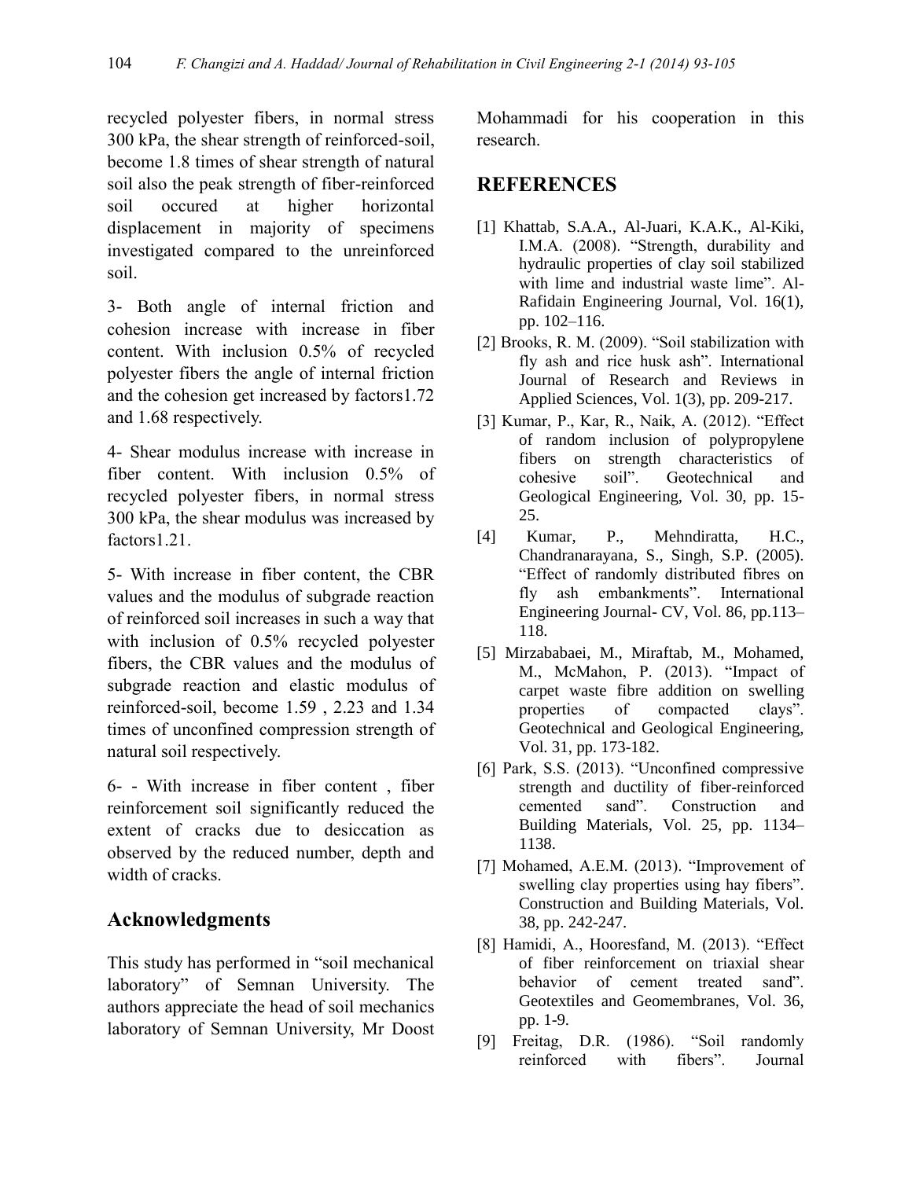recycled polyester fibers, in normal stress 300 kPa, the shear strength of reinforced-soil, become 1.8 times of shear strength of natural soil also the peak strength of fiber-reinforced soil occured at higher horizontal displacement in majority of specimens investigated compared to the unreinforced soil.

3- Both angle of internal friction and cohesion increase with increase in fiber content. With inclusion 0.5% of recycled polyester fibers the angle of internal friction and the cohesion get increased by factors1.72 and 1.68 respectively.

4- Shear modulus increase with increase in fiber content. With inclusion 0.5% of recycled polyester fibers, in normal stress 300 kPa, the shear modulus was increased by factors1.21.

5- With increase in fiber content, the CBR values and the modulus of subgrade reaction of reinforced soil increases in such a way that with inclusion of 0.5% recycled polyester fibers, the CBR values and the modulus of subgrade reaction and elastic modulus of reinforced-soil, become 1.59 , 2.23 and 1.34 times of unconfined compression strength of natural soil respectively.

6- - With increase in fiber content , fiber reinforcement soil significantly reduced the extent of cracks due to desiccation as observed by the reduced number, depth and width of cracks.

## Acknowledgments

This study has performed in “soil mechanical laboratory” of Semnan University. The authors appreciate the head of soil mechanics laboratory of Semnan University, Mr Doost Mohammadi for his cooperation in this research.

## REFERENCES

[1] Khattab, S.A.A., Al-Juari, K.A.K., Al-Kiki, I.M.A. (2008). “Strength, durability and hydraulic properties of clay soil stabilized with lime and industrial waste lime”. Al-Rafidain Engineering Journal, Vol. 16(1), pp. 102–116.

[2] Brooks, R. M. (2009). “Soil stabilization with fly ash and rice husk ash”. International Journal of Research and Reviews in Applied Sciences, Vol. 1(3), pp. 209-217.

[3] Kumar, P., Kar, R., Naik, A. (2012). “Effect of random inclusion of polypropylene fibers on strength characteristics of cohesive soil”. Geotechnical and Geological Engineering, Vol. 30, pp. 15-25.

[4] Kumar, P., Mehndiratta, H.C., Chandranarayana, S., Singh, S.P. (2005). “Effect of randomly distributed fibres on fly ash embankments”. International Engineering Journal- CV, Vol. 86, pp.113–118.

[5] Mirzababaei, M., Miraftab, M., Mohamed, M., McMahon, P. (2013). “Impact of carpet waste fibre addition on swelling properties of compacted clays”. Geotechnical and Geological Engineering, Vol. 31, pp. 173-182.

[6] Park, S.S. (2013). “Unconfined compressive strength and ductility of fiber-reinforced cemented sand”. Construction and Building Materials, Vol. 25, pp. 1134–1138.

[7] Mohamed, A.E.M. (2013). “Improvement of swelling clay properties using hay fibers”. Construction and Building Materials, Vol. 38, pp. 242-247.

[8] Hamidi, A., Hooresfand, M. (2013). “Effect of fiber reinforcement on triaxial shear behavior of cement treated sand”. Geotextiles and Geomembranes, Vol. 36, pp. 1-9.

[9] Freitag, D.R. (1986). “Soil randomly reinforced with fibers”. Journal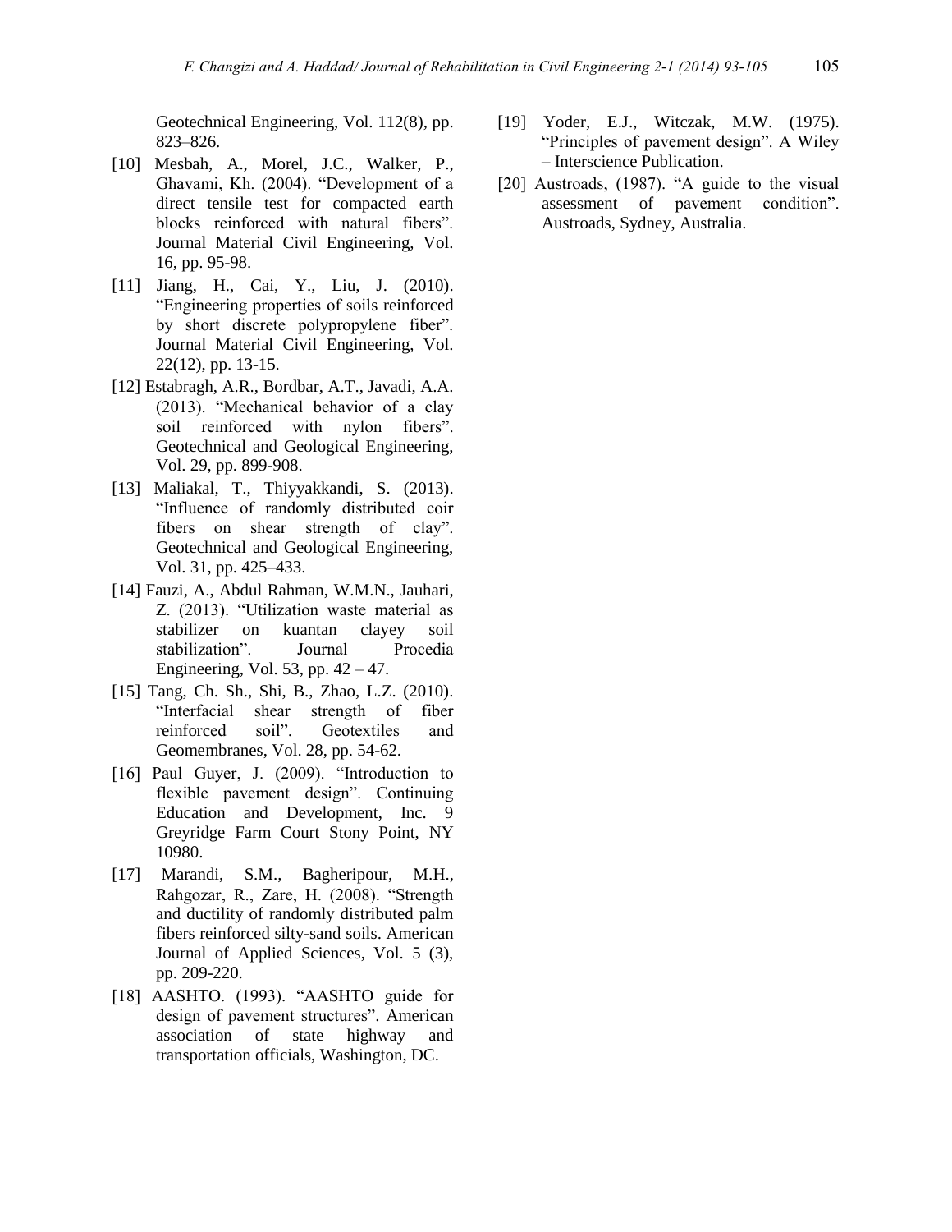Geotechnical Engineering, Vol. 112(8), pp. 823–826.

[10] Mesbah, A., Morel, J.C., Walker, P., Ghavami, Kh. (2004). "Development of a direct tensile test for compacted earth blocks reinforced with natural fibers". Journal Material Civil Engineering, Vol. 16, pp. 95-98.

[11] Jiang, H., Cai, Y., Liu, J. (2010). "Engineering properties of soils reinforced by short discrete polypropylene fiber". Journal Material Civil Engineering, Vol. 22(12), pp. 13-15.

[12] Estabragh, A.R., Bordbar, A.T., Javadi, A.A. (2013). "Mechanical behavior of a clay soil reinforced with nylon fibers". Geotechnical and Geological Engineering, Vol. 29, pp. 899-908.

[13] Maliakal, T., Thiyyakkandi, S. (2013). "Influence of randomly distributed coir fibers on shear strength of clay". Geotechnical and Geological Engineering, Vol. 31, pp. 425–433.

[14] Fauzi, A., Abdul Rahman, W.M.N., Jauhari, Z. (2013). "Utilization waste material as stabilizer on kuantan clayey soil stabilization". Journal Procedia Engineering, Vol. 53, pp. 42 – 47.

[15] Tang, Ch. Sh., Shi, B., Zhao, L.Z. (2010). "Interfacial shear strength of fiber reinforced soil". Geotextiles and Geomembranes, Vol. 28, pp. 54-62.

[16] Paul Guyer, J. (2009). "Introduction to flexible pavement design". Continuing Education and Development, Inc. 9 Greyridge Farm Court Stony Point, NY 10980.

[17] Marandi, S.M., Bagheripour, M.H., Rahgozar, R., Zare, H. (2008). "Strength and ductility of randomly distributed palm fibers reinforced silty-sand soils. American Journal of Applied Sciences, Vol. 5 (3), pp. 209-220.

[18] AASHTO. (1993). "AASHTO guide for design of pavement structures". American association of state highway and transportation officials, Washington, DC.

[19] Yoder, E.J., Witczak, M.W. (1975). "Principles of pavement design". A Wiley – Interscience Publication.

[20] Austroads, (1987). "A guide to the visual assessment of pavement condition". Austroads, Sydney, Australia.